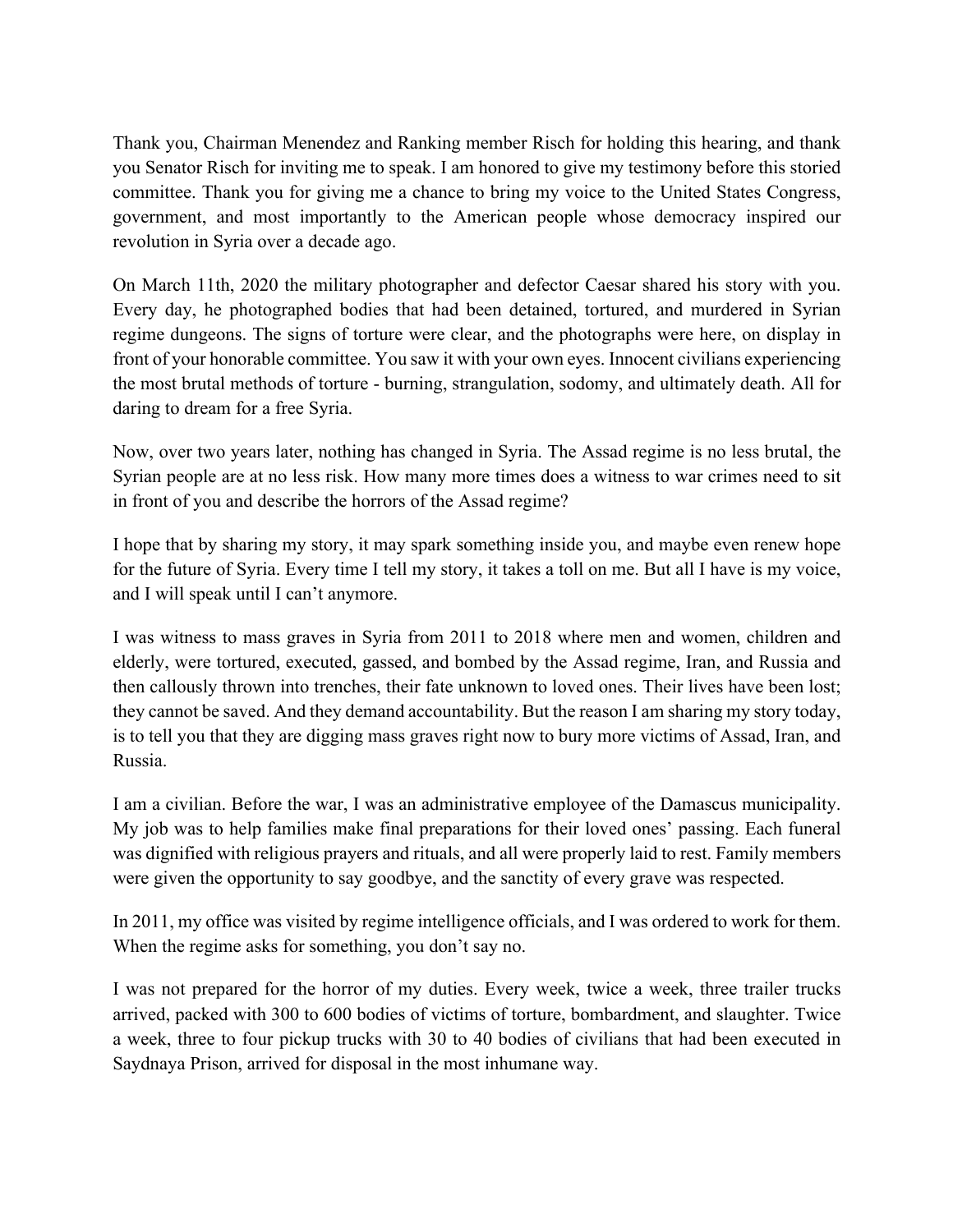Thank you, Chairman Menendez and Ranking member Risch for holding this hearing, and thank you Senator Risch for inviting me to speak. I am honored to give my testimony before this storied committee. Thank you for giving me a chance to bring my voice to the United States Congress, government, and most importantly to the American people whose democracy inspired our revolution in Syria over a decade ago.

On March 11th, 2020 the military photographer and defector Caesar shared his story with you. Every day, he photographed bodies that had been detained, tortured, and murdered in Syrian regime dungeons. The signs of torture were clear, and the photographs were here, on display in front of your honorable committee. You saw it with your own eyes. Innocent civilians experiencing the most brutal methods of torture - burning, strangulation, sodomy, and ultimately death. All for daring to dream for a free Syria.

Now, over two years later, nothing has changed in Syria. The Assad regime is no less brutal, the Syrian people are at no less risk. How many more times does a witness to war crimes need to sit in front of you and describe the horrors of the Assad regime?

I hope that by sharing my story, it may spark something inside you, and maybe even renew hope for the future of Syria. Every time I tell my story, it takes a toll on me. But all I have is my voice, and I will speak until I can't anymore.

I was witness to mass graves in Syria from 2011 to 2018 where men and women, children and elderly, were tortured, executed, gassed, and bombed by the Assad regime, Iran, and Russia and then callously thrown into trenches, their fate unknown to loved ones. Their lives have been lost; they cannot be saved. And they demand accountability. But the reason I am sharing my story today, is to tell you that they are digging mass graves right now to bury more victims of Assad, Iran, and Russia.

I am a civilian. Before the war, I was an administrative employee of the Damascus municipality. My job was to help families make final preparations for their loved ones' passing. Each funeral was dignified with religious prayers and rituals, and all were properly laid to rest. Family members were given the opportunity to say goodbye, and the sanctity of every grave was respected.

In 2011, my office was visited by regime intelligence officials, and I was ordered to work for them. When the regime asks for something, you don't say no.

I was not prepared for the horror of my duties. Every week, twice a week, three trailer trucks arrived, packed with 300 to 600 bodies of victims of torture, bombardment, and slaughter. Twice a week, three to four pickup trucks with 30 to 40 bodies of civilians that had been executed in Saydnaya Prison, arrived for disposal in the most inhumane way.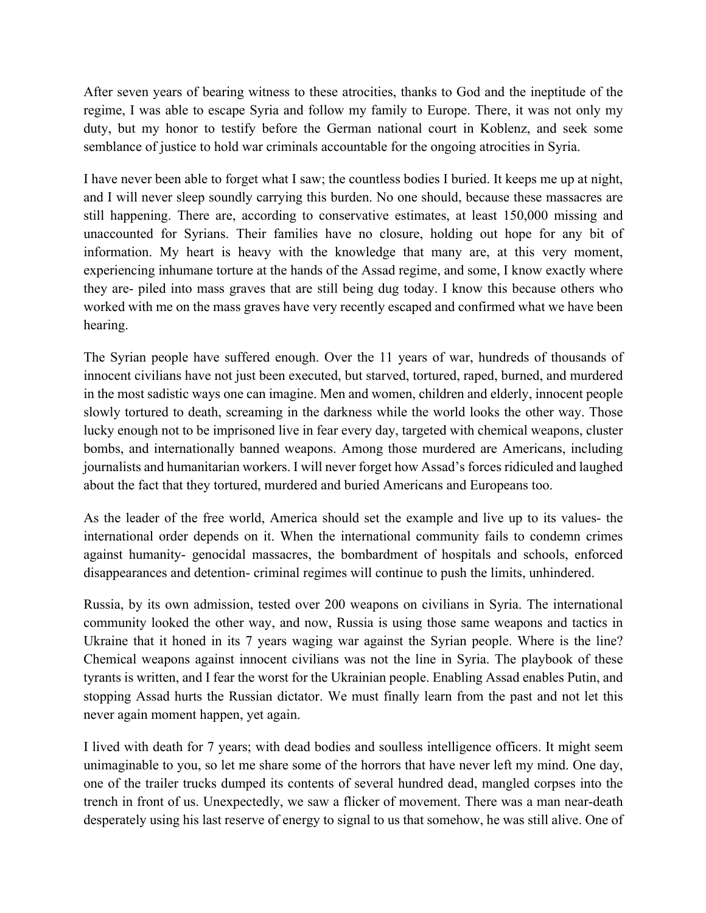After seven years of bearing witness to these atrocities, thanks to God and the ineptitude of the regime, I was able to escape Syria and follow my family to Europe. There, it was not only my duty, but my honor to testify before the German national court in Koblenz, and seek some semblance of justice to hold war criminals accountable for the ongoing atrocities in Syria.

I have never been able to forget what I saw; the countless bodies I buried. It keeps me up at night, and I will never sleep soundly carrying this burden. No one should, because these massacres are still happening. There are, according to conservative estimates, at least 150,000 missing and unaccounted for Syrians. Their families have no closure, holding out hope for any bit of information. My heart is heavy with the knowledge that many are, at this very moment, experiencing inhumane torture at the hands of the Assad regime, and some, I know exactly where they are- piled into mass graves that are still being dug today. I know this because others who worked with me on the mass graves have very recently escaped and confirmed what we have been hearing.

The Syrian people have suffered enough. Over the 11 years of war, hundreds of thousands of innocent civilians have not just been executed, but starved, tortured, raped, burned, and murdered in the most sadistic ways one can imagine. Men and women, children and elderly, innocent people slowly tortured to death, screaming in the darkness while the world looks the other way. Those lucky enough not to be imprisoned live in fear every day, targeted with chemical weapons, cluster bombs, and internationally banned weapons. Among those murdered are Americans, including journalists and humanitarian workers. I will never forget how Assad's forces ridiculed and laughed about the fact that they tortured, murdered and buried Americans and Europeans too.

As the leader of the free world, America should set the example and live up to its values- the international order depends on it. When the international community fails to condemn crimes against humanity- genocidal massacres, the bombardment of hospitals and schools, enforced disappearances and detention- criminal regimes will continue to push the limits, unhindered.

Russia, by its own admission, tested over 200 weapons on civilians in Syria. The international community looked the other way, and now, Russia is using those same weapons and tactics in Ukraine that it honed in its 7 years waging war against the Syrian people. Where is the line? Chemical weapons against innocent civilians was not the line in Syria. The playbook of these tyrants is written, and I fear the worst for the Ukrainian people. Enabling Assad enables Putin, and stopping Assad hurts the Russian dictator. We must finally learn from the past and not let this never again moment happen, yet again.

I lived with death for 7 years; with dead bodies and soulless intelligence officers. It might seem unimaginable to you, so let me share some of the horrors that have never left my mind. One day, one of the trailer trucks dumped its contents of several hundred dead, mangled corpses into the trench in front of us. Unexpectedly, we saw a flicker of movement. There was a man near-death desperately using his last reserve of energy to signal to us that somehow, he was still alive. One of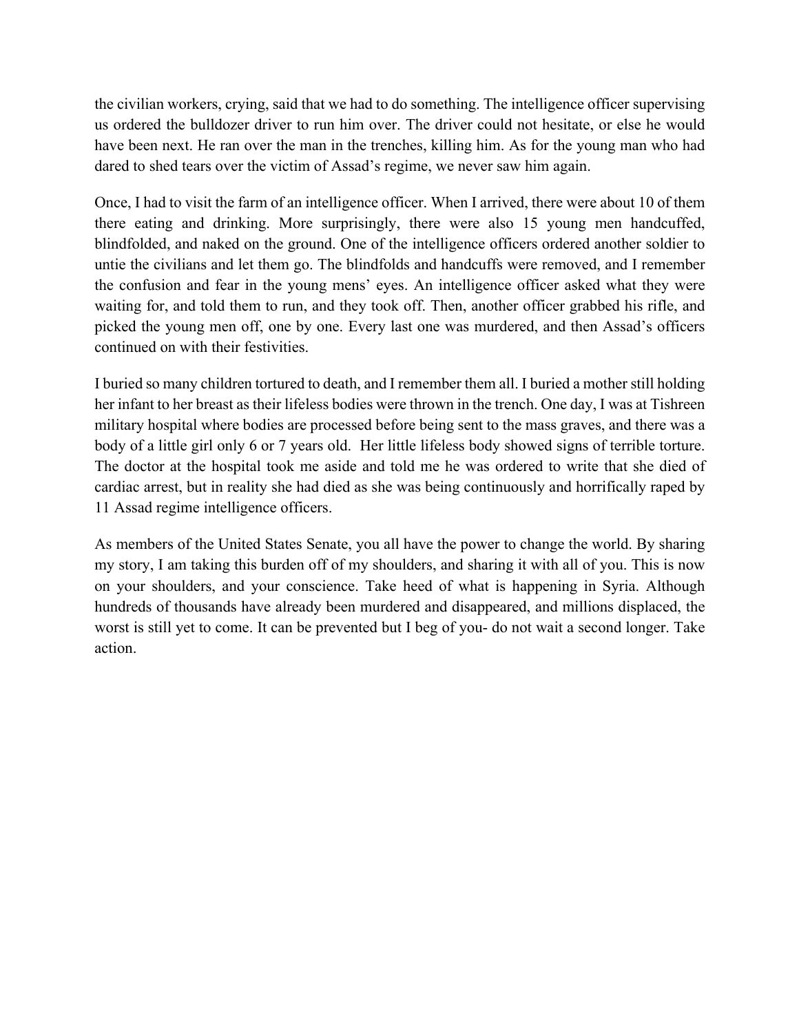the civilian workers, crying, said that we had to do something. The intelligence officer supervising us ordered the bulldozer driver to run him over. The driver could not hesitate, or else he would have been next. He ran over the man in the trenches, killing him. As for the young man who had dared to shed tears over the victim of Assad's regime, we never saw him again.

Once, I had to visit the farm of an intelligence officer. When I arrived, there were about 10 of them there eating and drinking. More surprisingly, there were also 15 young men handcuffed, blindfolded, and naked on the ground. One of the intelligence officers ordered another soldier to untie the civilians and let them go. The blindfolds and handcuffs were removed, and I remember the confusion and fear in the young mens' eyes. An intelligence officer asked what they were waiting for, and told them to run, and they took off. Then, another officer grabbed his rifle, and picked the young men off, one by one. Every last one was murdered, and then Assad's officers continued on with their festivities.

I buried so many children tortured to death, and I remember them all. I buried a mother still holding her infant to her breast as their lifeless bodies were thrown in the trench. One day, I was at Tishreen military hospital where bodies are processed before being sent to the mass graves, and there was a body of a little girl only 6 or 7 years old. Her little lifeless body showed signs of terrible torture. The doctor at the hospital took me aside and told me he was ordered to write that she died of cardiac arrest, but in reality she had died as she was being continuously and horrifically raped by 11 Assad regime intelligence officers.

As members of the United States Senate, you all have the power to change the world. By sharing my story, I am taking this burden off of my shoulders, and sharing it with all of you. This is now on your shoulders, and your conscience. Take heed of what is happening in Syria. Although hundreds of thousands have already been murdered and disappeared, and millions displaced, the worst is still yet to come. It can be prevented but I beg of you- do not wait a second longer. Take action.